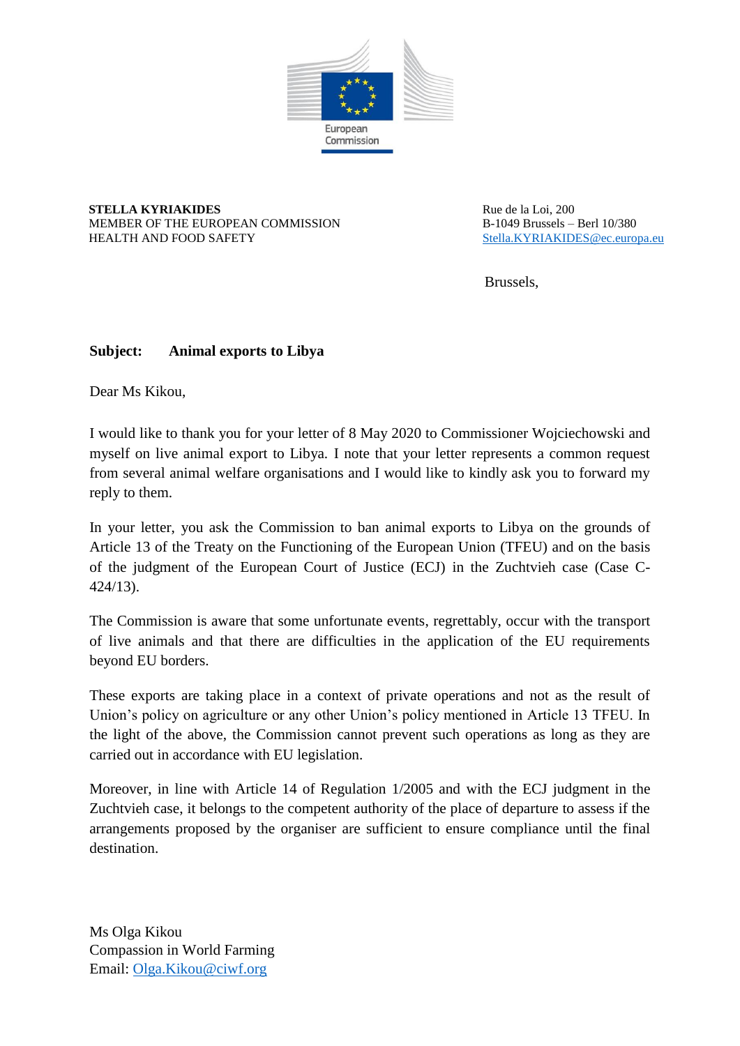European Commission

**STELLA KYRIAKIDES**
MEMBER OF THE EUROPEAN COMMISSION
HEALTH AND FOOD SAFETY

Rue de la Loi, 200
B-1049 Brussels – Berl 10/380
Stella.KYRIAKIDES@ec.europa.eu

Brussels,

**Subject: Animal exports to Libya**

Dear Ms Kikou,

I would like to thank you for your letter of 8 May 2020 to Commissioner Wojciechowski and myself on live animal export to Libya. I note that your letter represents a common request from several animal welfare organisations and I would like to kindly ask you to forward my reply to them.

In your letter, you ask the Commission to ban animal exports to Libya on the grounds of Article 13 of the Treaty on the Functioning of the European Union (TFEU) and on the basis of the judgment of the European Court of Justice (ECJ) in the Zuchtvieh case (Case C-424/13).

The Commission is aware that some unfortunate events, regrettably, occur with the transport of live animals and that there are difficulties in the application of the EU requirements beyond EU borders.

These exports are taking place in a context of private operations and not as the result of Union's policy on agriculture or any other Union's policy mentioned in Article 13 TFEU. In the light of the above, the Commission cannot prevent such operations as long as they are carried out in accordance with EU legislation.

Moreover, in line with Article 14 of Regulation 1/2005 and with the ECJ judgment in the Zuchtvieh case, it belongs to the competent authority of the place of departure to assess if the arrangements proposed by the organiser are sufficient to ensure compliance until the final destination.

Ms Olga Kikou
Compassion in World Farming
Email: Olga.Kikou@ciwf.org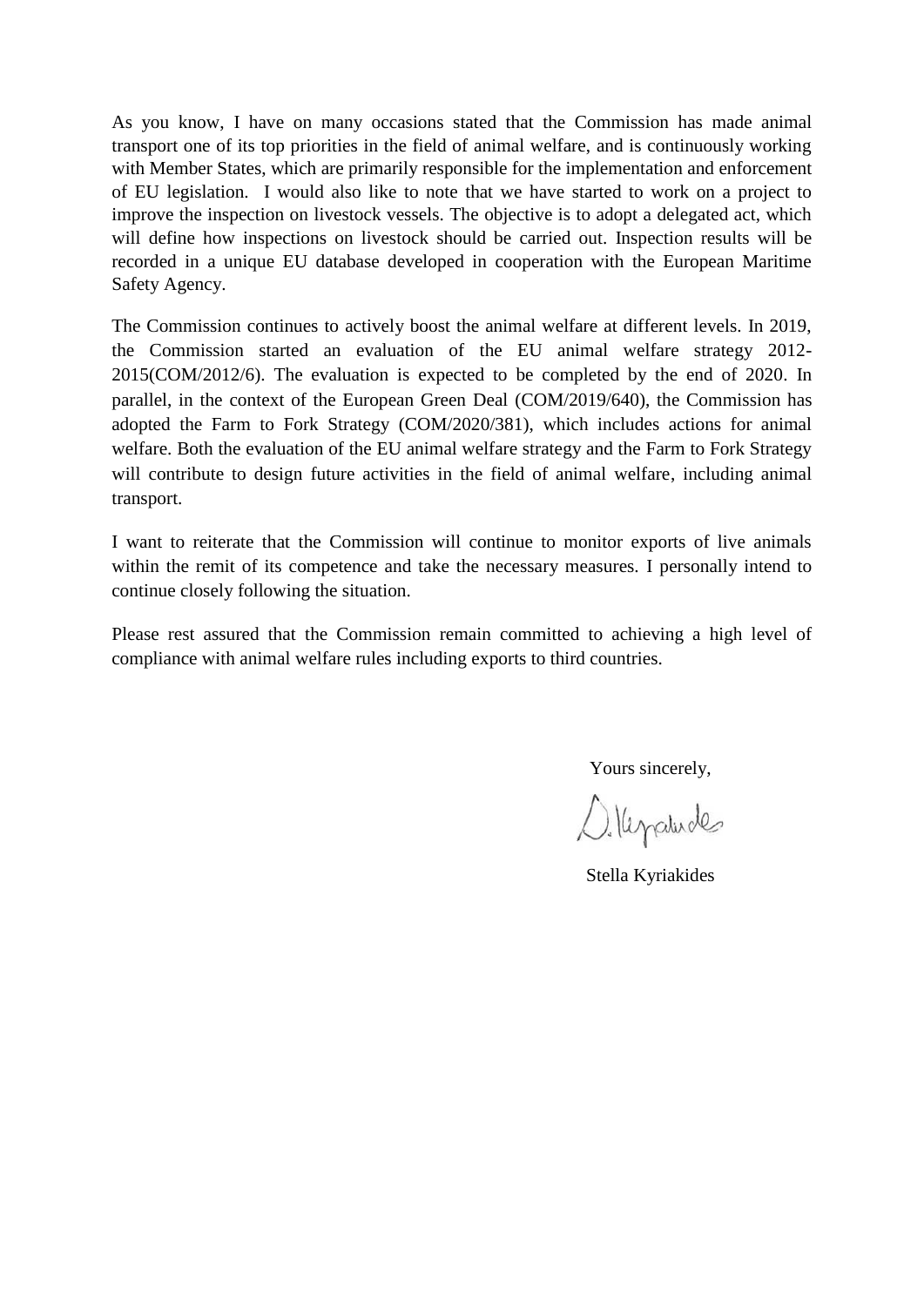As you know, I have on many occasions stated that the Commission has made animal transport one of its top priorities in the field of animal welfare, and is continuously working with Member States, which are primarily responsible for the implementation and enforcement of EU legislation. I would also like to note that we have started to work on a project to improve the inspection on livestock vessels. The objective is to adopt a delegated act, which will define how inspections on livestock should be carried out. Inspection results will be recorded in a unique EU database developed in cooperation with the European Maritime Safety Agency.

The Commission continues to actively boost the animal welfare at different levels. In 2019, the Commission started an evaluation of the EU animal welfare strategy 2012-2015(COM/2012/6). The evaluation is expected to be completed by the end of 2020. In parallel, in the context of the European Green Deal (COM/2019/640), the Commission has adopted the Farm to Fork Strategy (COM/2020/381), which includes actions for animal welfare. Both the evaluation of the EU animal welfare strategy and the Farm to Fork Strategy will contribute to design future activities in the field of animal welfare, including animal transport.

I want to reiterate that the Commission will continue to monitor exports of live animals within the remit of its competence and take the necessary measures. I personally intend to continue closely following the situation.

Please rest assured that the Commission remain committed to achieving a high level of compliance with animal welfare rules including exports to third countries.

Yours sincerely,

Stella Kyriakides